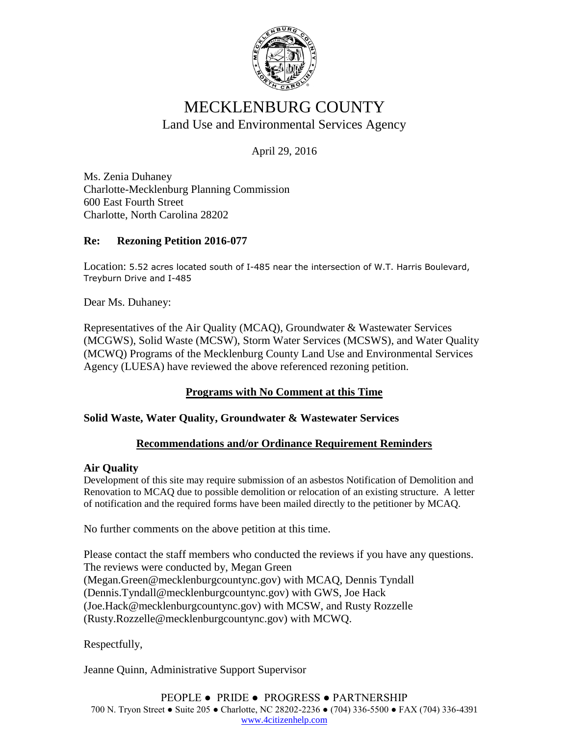# MECKLENBURG COUNTY

## Land Use and Environmental Services Agency

April 29, 2016

Ms. Zenia Duhaney
Charlotte-Mecklenburg Planning Commission
600 East Fourth Street
Charlotte, North Carolina 28202

**Re: Rezoning Petition 2016-077**

Location: 5.52 acres located south of I-485 near the intersection of W.T. Harris Boulevard, Treyburn Drive and I-485

Dear Ms. Duhaney:

Representatives of the Air Quality (MCAQ), Groundwater & Wastewater Services (MCGWS), Solid Waste (MCSW), Storm Water Services (MCSWS), and Water Quality (MCWQ) Programs of the Mecklenburg County Land Use and Environmental Services Agency (LUESA) have reviewed the above referenced rezoning petition.

**Programs with No Comment at this Time**

**Solid Waste, Water Quality, Groundwater & Wastewater Services**

**Recommendations and/or Ordinance Requirement Reminders**

**Air Quality**

Development of this site may require submission of an asbestos Notification of Demolition and Renovation to MCAQ due to possible demolition or relocation of an existing structure. A letter of notification and the required forms have been mailed directly to the petitioner by MCAQ.

No further comments on the above petition at this time.

Please contact the staff members who conducted the reviews if you have any questions. The reviews were conducted by, Megan Green (Megan.Green@mecklenburgcountync.gov) with MCAQ, Dennis Tyndall (Dennis.Tyndall@mecklenburgcountync.gov) with GWS, Joe Hack (Joe.Hack@mecklenburgcountync.gov) with MCSW, and Rusty Rozzelle (Rusty.Rozzelle@mecklenburgcountync.gov) with MCWQ.

Respectfully,

Jeanne Quinn, Administrative Support Supervisor

PEOPLE ● PRIDE ● PROGRESS ● PARTNERSHIP
700 N. Tryon Street ● Suite 205 ● Charlotte, NC 28202-2236 ● (704) 336-5500 ● FAX (704) 336-4391
www.4citizenhelp.com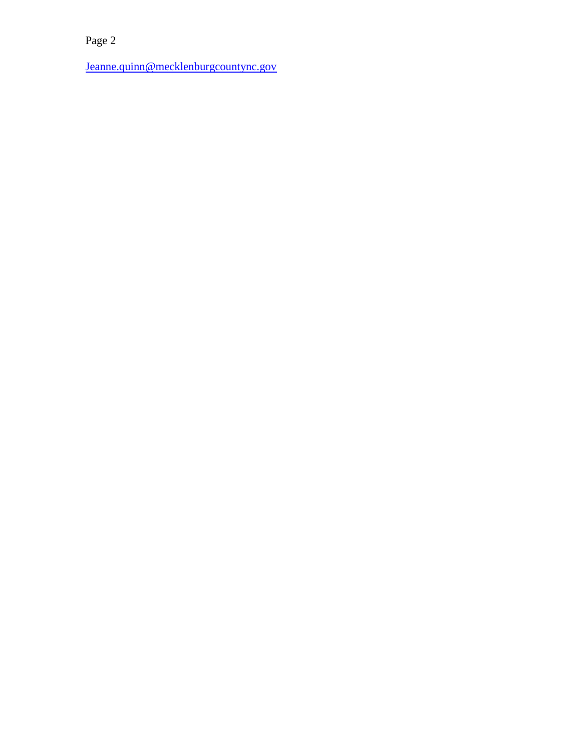[Jeanne.quinn@mecklenburgcountync.gov](mailto:Jeanne.quinn@mecklenburgcountync.gov)